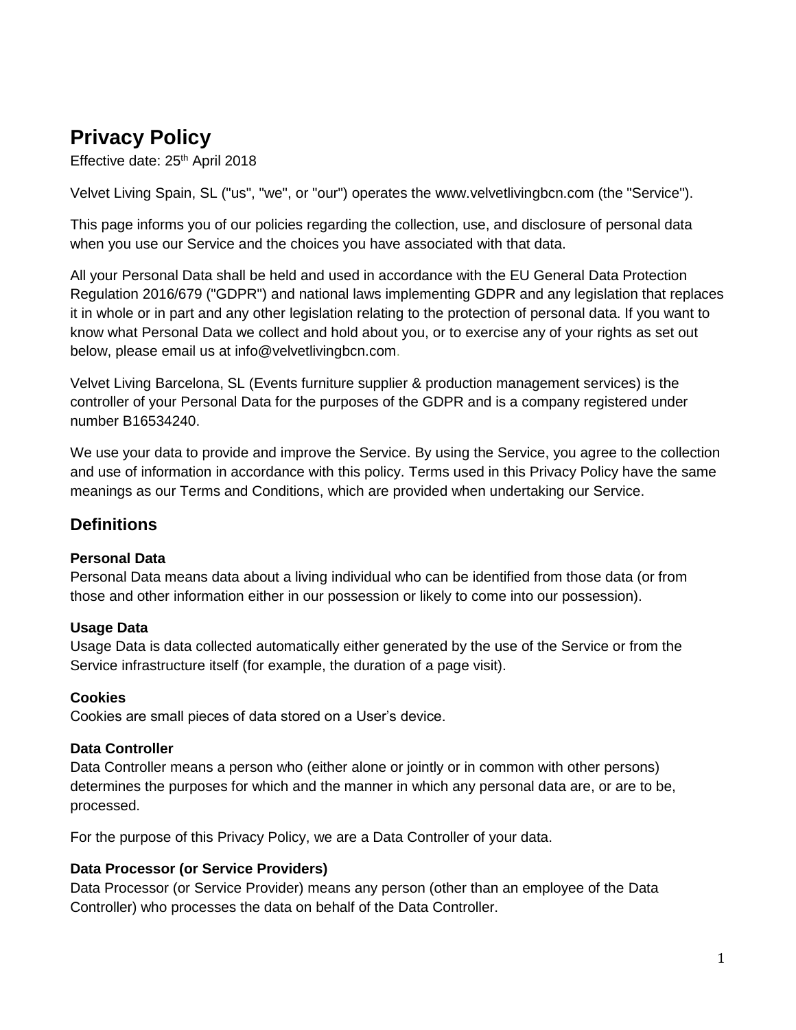# Privacy Policy

Effective date: 25th April 2018

Velvet Living Spain, SL ("us", "we", or "our") operates the www.velvetlivingbcn.com (the "Service").

This page informs you of our policies regarding the collection, use, and disclosure of personal data when you use our Service and the choices you have associated with that data.

All your Personal Data shall be held and used in accordance with the EU General Data Protection Regulation 2016/679 ("GDPR") and national laws implementing GDPR and any legislation that replaces it in whole or in part and any other legislation relating to the protection of personal data. If you want to know what Personal Data we collect and hold about you, or to exercise any of your rights as set out below, please email us at info@velvetlivingbcn.com.

Velvet Living Barcelona, SL (Events furniture supplier & production management services) is the controller of your Personal Data for the purposes of the GDPR and is a company registered under number B16534240.

We use your data to provide and improve the Service. By using the Service, you agree to the collection and use of information in accordance with this policy. Terms used in this Privacy Policy have the same meanings as our Terms and Conditions, which are provided when undertaking our Service.

## Definitions

**Personal Data**
Personal Data means data about a living individual who can be identified from those data (or from those and other information either in our possession or likely to come into our possession).

**Usage Data**
Usage Data is data collected automatically either generated by the use of the Service or from the Service infrastructure itself (for example, the duration of a page visit).

**Cookies**
Cookies are small pieces of data stored on a User's device.

**Data Controller**
Data Controller means a person who (either alone or jointly or in common with other persons) determines the purposes for which and the manner in which any personal data are, or are to be, processed.

For the purpose of this Privacy Policy, we are a Data Controller of your data.

**Data Processor (or Service Providers)**
Data Processor (or Service Provider) means any person (other than an employee of the Data Controller) who processes the data on behalf of the Data Controller.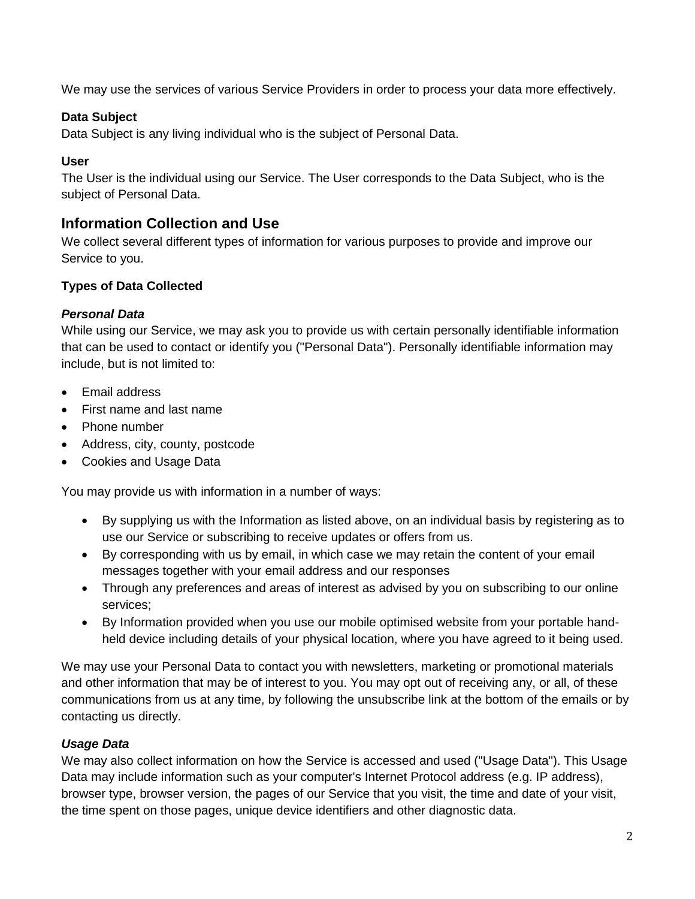We may use the services of various Service Providers in order to process your data more effectively.

**Data Subject**
Data Subject is any living individual who is the subject of Personal Data.

**User**
The User is the individual using our Service. The User corresponds to the Data Subject, who is the subject of Personal Data.

## Information Collection and Use

We collect several different types of information for various purposes to provide and improve our Service to you.

**Types of Data Collected**

***Personal Data***
While using our Service, we may ask you to provide us with certain personally identifiable information that can be used to contact or identify you ("Personal Data"). Personally identifiable information may include, but is not limited to:

- Email address
- First name and last name
- Phone number
- Address, city, county, postcode
- Cookies and Usage Data

You may provide us with information in a number of ways:

- By supplying us with the Information as listed above, on an individual basis by registering as to use our Service or subscribing to receive updates or offers from us.
- By corresponding with us by email, in which case we may retain the content of your email messages together with your email address and our responses
- Through any preferences and areas of interest as advised by you on subscribing to our online services;
- By Information provided when you use our mobile optimised website from your portable hand-held device including details of your physical location, where you have agreed to it being used.

We may use your Personal Data to contact you with newsletters, marketing or promotional materials and other information that may be of interest to you. You may opt out of receiving any, or all, of these communications from us at any time, by following the unsubscribe link at the bottom of the emails or by contacting us directly.

***Usage Data***
We may also collect information on how the Service is accessed and used ("Usage Data"). This Usage Data may include information such as your computer's Internet Protocol address (e.g. IP address), browser type, browser version, the pages of our Service that you visit, the time and date of your visit, the time spent on those pages, unique device identifiers and other diagnostic data.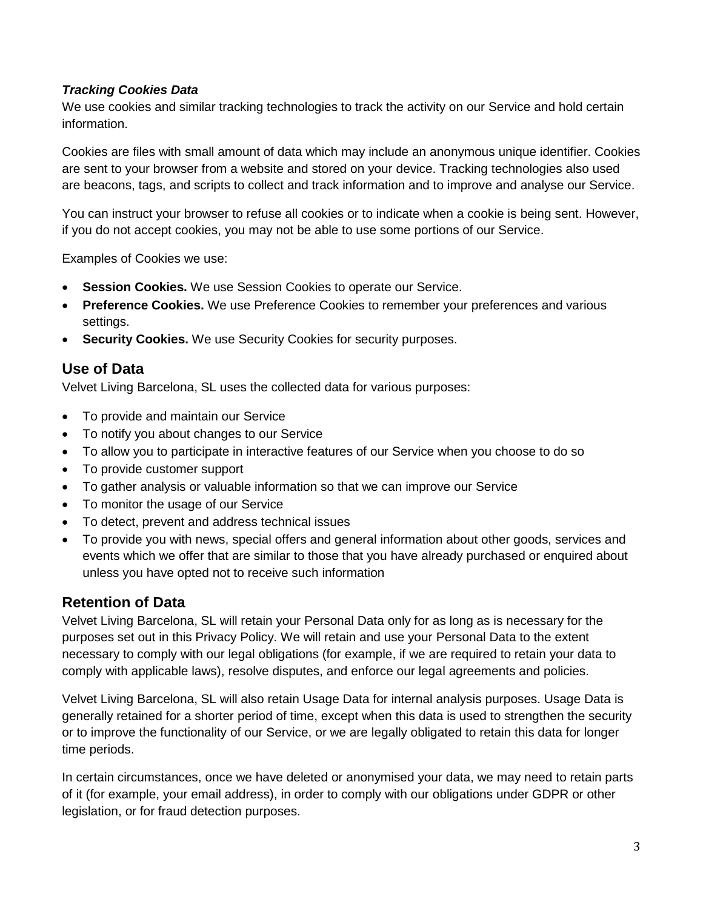***Tracking Cookies Data***

We use cookies and similar tracking technologies to track the activity on our Service and hold certain information.

Cookies are files with small amount of data which may include an anonymous unique identifier. Cookies are sent to your browser from a website and stored on your device. Tracking technologies also used are beacons, tags, and scripts to collect and track information and to improve and analyse our Service.

You can instruct your browser to refuse all cookies or to indicate when a cookie is being sent. However, if you do not accept cookies, you may not be able to use some portions of our Service.

Examples of Cookies we use:

- **Session Cookies.** We use Session Cookies to operate our Service.
- **Preference Cookies.** We use Preference Cookies to remember your preferences and various settings.
- **Security Cookies.** We use Security Cookies for security purposes.

## Use of Data

Velvet Living Barcelona, SL uses the collected data for various purposes:

- To provide and maintain our Service
- To notify you about changes to our Service
- To allow you to participate in interactive features of our Service when you choose to do so
- To provide customer support
- To gather analysis or valuable information so that we can improve our Service
- To monitor the usage of our Service
- To detect, prevent and address technical issues
- To provide you with news, special offers and general information about other goods, services and events which we offer that are similar to those that you have already purchased or enquired about unless you have opted not to receive such information

## Retention of Data

Velvet Living Barcelona, SL will retain your Personal Data only for as long as is necessary for the purposes set out in this Privacy Policy. We will retain and use your Personal Data to the extent necessary to comply with our legal obligations (for example, if we are required to retain your data to comply with applicable laws), resolve disputes, and enforce our legal agreements and policies.

Velvet Living Barcelona, SL will also retain Usage Data for internal analysis purposes. Usage Data is generally retained for a shorter period of time, except when this data is used to strengthen the security or to improve the functionality of our Service, or we are legally obligated to retain this data for longer time periods.

In certain circumstances, once we have deleted or anonymised your data, we may need to retain parts of it (for example, your email address), in order to comply with our obligations under GDPR or other legislation, or for fraud detection purposes.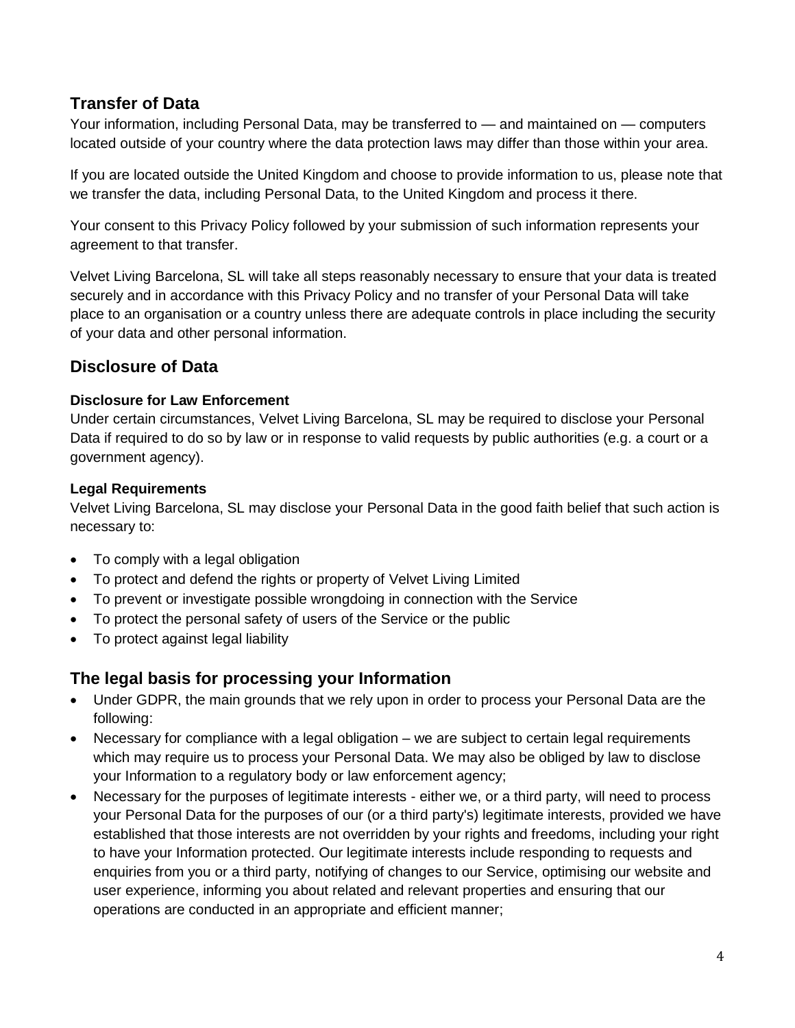## Transfer of Data

Your information, including Personal Data, may be transferred to — and maintained on — computers located outside of your country where the data protection laws may differ than those within your area.

If you are located outside the United Kingdom and choose to provide information to us, please note that we transfer the data, including Personal Data, to the United Kingdom and process it there.

Your consent to this Privacy Policy followed by your submission of such information represents your agreement to that transfer.

Velvet Living Barcelona, SL will take all steps reasonably necessary to ensure that your data is treated securely and in accordance with this Privacy Policy and no transfer of your Personal Data will take place to an organisation or a country unless there are adequate controls in place including the security of your data and other personal information.

## Disclosure of Data

### Disclosure for Law Enforcement

Under certain circumstances, Velvet Living Barcelona, SL may be required to disclose your Personal Data if required to do so by law or in response to valid requests by public authorities (e.g. a court or a government agency).

### Legal Requirements

Velvet Living Barcelona, SL may disclose your Personal Data in the good faith belief that such action is necessary to:

- To comply with a legal obligation
- To protect and defend the rights or property of Velvet Living Limited
- To prevent or investigate possible wrongdoing in connection with the Service
- To protect the personal safety of users of the Service or the public
- To protect against legal liability

## The legal basis for processing your Information

- Under GDPR, the main grounds that we rely upon in order to process your Personal Data are the following:
- Necessary for compliance with a legal obligation – we are subject to certain legal requirements which may require us to process your Personal Data. We may also be obliged by law to disclose your Information to a regulatory body or law enforcement agency;
- Necessary for the purposes of legitimate interests - either we, or a third party, will need to process your Personal Data for the purposes of our (or a third party's) legitimate interests, provided we have established that those interests are not overridden by your rights and freedoms, including your right to have your Information protected. Our legitimate interests include responding to requests and enquiries from you or a third party, notifying of changes to our Service, optimising our website and user experience, informing you about related and relevant properties and ensuring that our operations are conducted in an appropriate and efficient manner;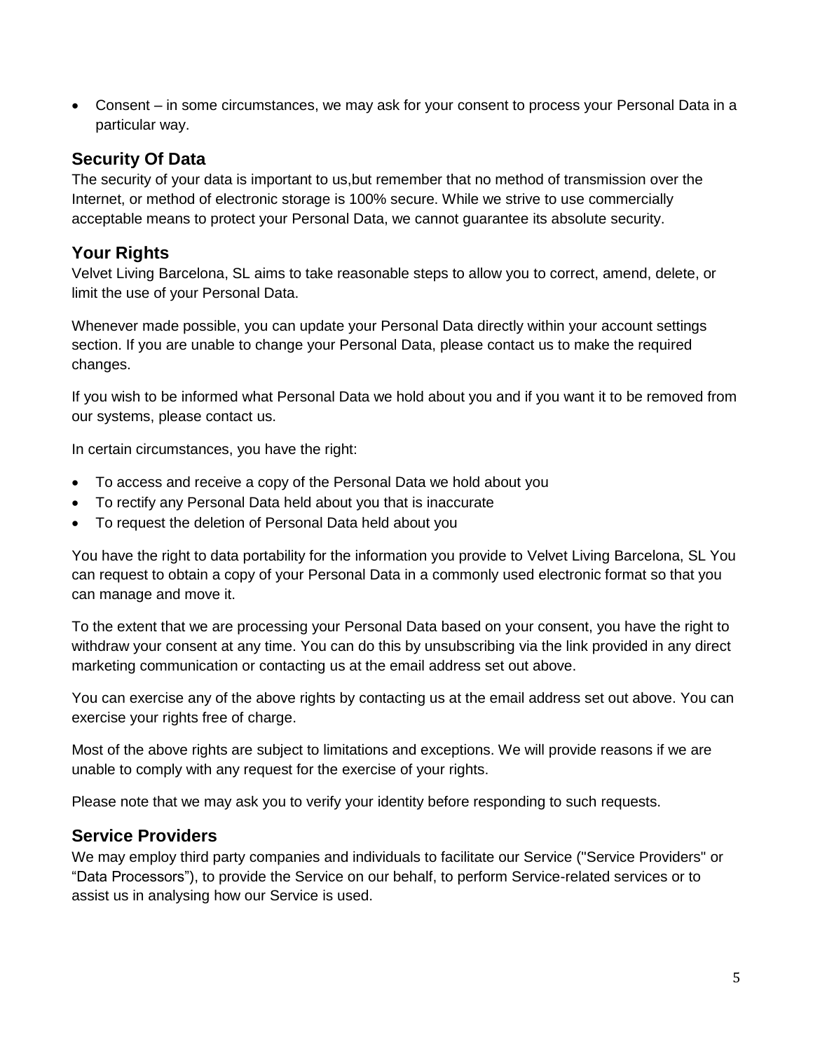- Consent – in some circumstances, we may ask for your consent to process your Personal Data in a particular way.

## Security Of Data

The security of your data is important to us,but remember that no method of transmission over the Internet, or method of electronic storage is 100% secure. While we strive to use commercially acceptable means to protect your Personal Data, we cannot guarantee its absolute security.

## Your Rights

Velvet Living Barcelona, SL aims to take reasonable steps to allow you to correct, amend, delete, or limit the use of your Personal Data.

Whenever made possible, you can update your Personal Data directly within your account settings section. If you are unable to change your Personal Data, please contact us to make the required changes.

If you wish to be informed what Personal Data we hold about you and if you want it to be removed from our systems, please contact us.

In certain circumstances, you have the right:

- To access and receive a copy of the Personal Data we hold about you
- To rectify any Personal Data held about you that is inaccurate
- To request the deletion of Personal Data held about you

You have the right to data portability for the information you provide to Velvet Living Barcelona, SL You can request to obtain a copy of your Personal Data in a commonly used electronic format so that you can manage and move it.

To the extent that we are processing your Personal Data based on your consent, you have the right to withdraw your consent at any time. You can do this by unsubscribing via the link provided in any direct marketing communication or contacting us at the email address set out above.

You can exercise any of the above rights by contacting us at the email address set out above. You can exercise your rights free of charge.

Most of the above rights are subject to limitations and exceptions. We will provide reasons if we are unable to comply with any request for the exercise of your rights.

Please note that we may ask you to verify your identity before responding to such requests.

## Service Providers

We may employ third party companies and individuals to facilitate our Service ("Service Providers" or “Data Processors”), to provide the Service on our behalf, to perform Service-related services or to assist us in analysing how our Service is used.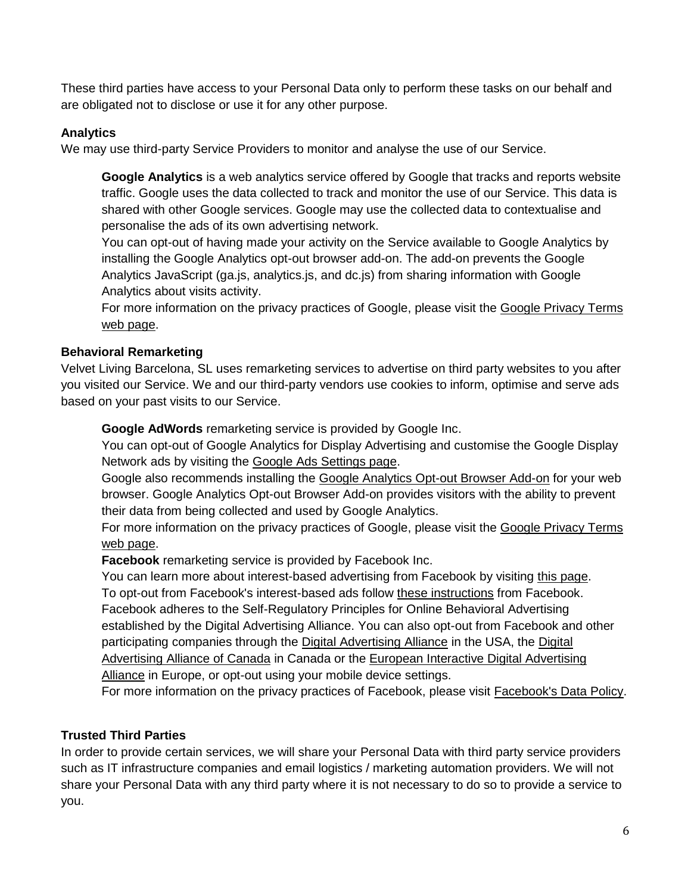These third parties have access to your Personal Data only to perform these tasks on our behalf and are obligated not to disclose or use it for any other purpose.

### Analytics

We may use third-party Service Providers to monitor and analyse the use of our Service.

> **Google Analytics** is a web analytics service offered by Google that tracks and reports website traffic. Google uses the data collected to track and monitor the use of our Service. This data is shared with other Google services. Google may use the collected data to contextualise and personalise the ads of its own advertising network.
>
> You can opt-out of having made your activity on the Service available to Google Analytics by installing the Google Analytics opt-out browser add-on. The add-on prevents the Google Analytics JavaScript (ga.js, analytics.js, and dc.js) from sharing information with Google Analytics about visits activity.
>
> For more information on the privacy practices of Google, please visit the Google Privacy Terms web page.

### Behavioral Remarketing

Velvet Living Barcelona, SL uses remarketing services to advertise on third party websites to you after you visited our Service. We and our third-party vendors use cookies to inform, optimise and serve ads based on your past visits to our Service.

> **Google AdWords** remarketing service is provided by Google Inc.
>
> You can opt-out of Google Analytics for Display Advertising and customise the Google Display Network ads by visiting the Google Ads Settings page.
>
> Google also recommends installing the Google Analytics Opt-out Browser Add-on for your web browser. Google Analytics Opt-out Browser Add-on provides visitors with the ability to prevent their data from being collected and used by Google Analytics.
>
> For more information on the privacy practices of Google, please visit the Google Privacy Terms web page.
>
> **Facebook** remarketing service is provided by Facebook Inc.
>
> You can learn more about interest-based advertising from Facebook by visiting this page.
>
> To opt-out from Facebook's interest-based ads follow these instructions from Facebook.
>
> Facebook adheres to the Self-Regulatory Principles for Online Behavioral Advertising established by the Digital Advertising Alliance. You can also opt-out from Facebook and other participating companies through the Digital Advertising Alliance in the USA, the Digital Advertising Alliance of Canada in Canada or the European Interactive Digital Advertising Alliance in Europe, or opt-out using your mobile device settings.
>
> For more information on the privacy practices of Facebook, please visit Facebook's Data Policy.

### Trusted Third Parties

In order to provide certain services, we will share your Personal Data with third party service providers such as IT infrastructure companies and email logistics / marketing automation providers. We will not share your Personal Data with any third party where it is not necessary to do so to provide a service to you.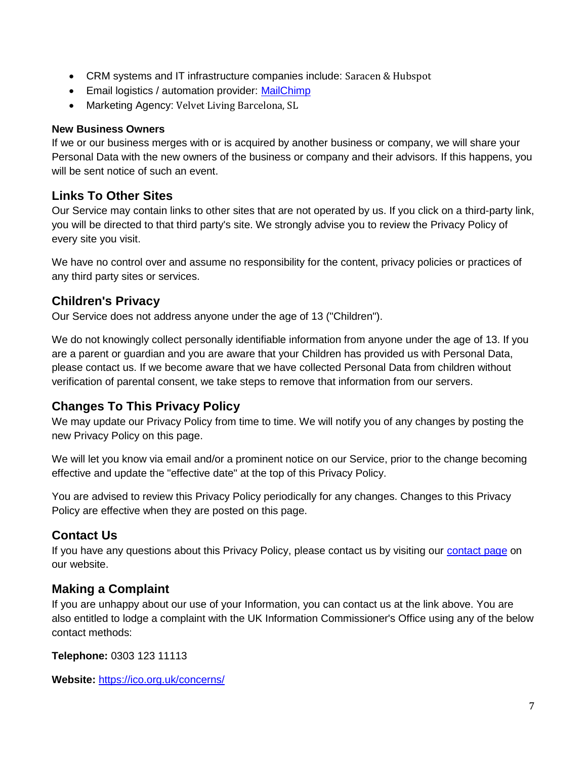- CRM systems and IT infrastructure companies include: Saracen & Hubspot
- Email logistics / automation provider: [MailChimp]()
- Marketing Agency: Velvet Living Barcelona, SL

**New Business Owners**

If we or our business merges with or is acquired by another business or company, we will share your Personal Data with the new owners of the business or company and their advisors. If this happens, you will be sent notice of such an event.

## Links To Other Sites

Our Service may contain links to other sites that are not operated by us. If you click on a third-party link, you will be directed to that third party's site. We strongly advise you to review the Privacy Policy of every site you visit.

We have no control over and assume no responsibility for the content, privacy policies or practices of any third party sites or services.

## Children's Privacy

Our Service does not address anyone under the age of 13 ("Children").

We do not knowingly collect personally identifiable information from anyone under the age of 13. If you are a parent or guardian and you are aware that your Children has provided us with Personal Data, please contact us. If we become aware that we have collected Personal Data from children without verification of parental consent, we take steps to remove that information from our servers.

## Changes To This Privacy Policy

We may update our Privacy Policy from time to time. We will notify you of any changes by posting the new Privacy Policy on this page.

We will let you know via email and/or a prominent notice on our Service, prior to the change becoming effective and update the "effective date" at the top of this Privacy Policy.

You are advised to review this Privacy Policy periodically for any changes. Changes to this Privacy Policy are effective when they are posted on this page.

## Contact Us

If you have any questions about this Privacy Policy, please contact us by visiting our [contact page]() on our website.

## Making a Complaint

If you are unhappy about our use of your Information, you can contact us at the link above. You are also entitled to lodge a complaint with the UK Information Commissioner's Office using any of the below contact methods:

**Telephone:** 0303 123 11113

**Website:** [https://ico.org.uk/concerns/](https://ico.org.uk/concerns/)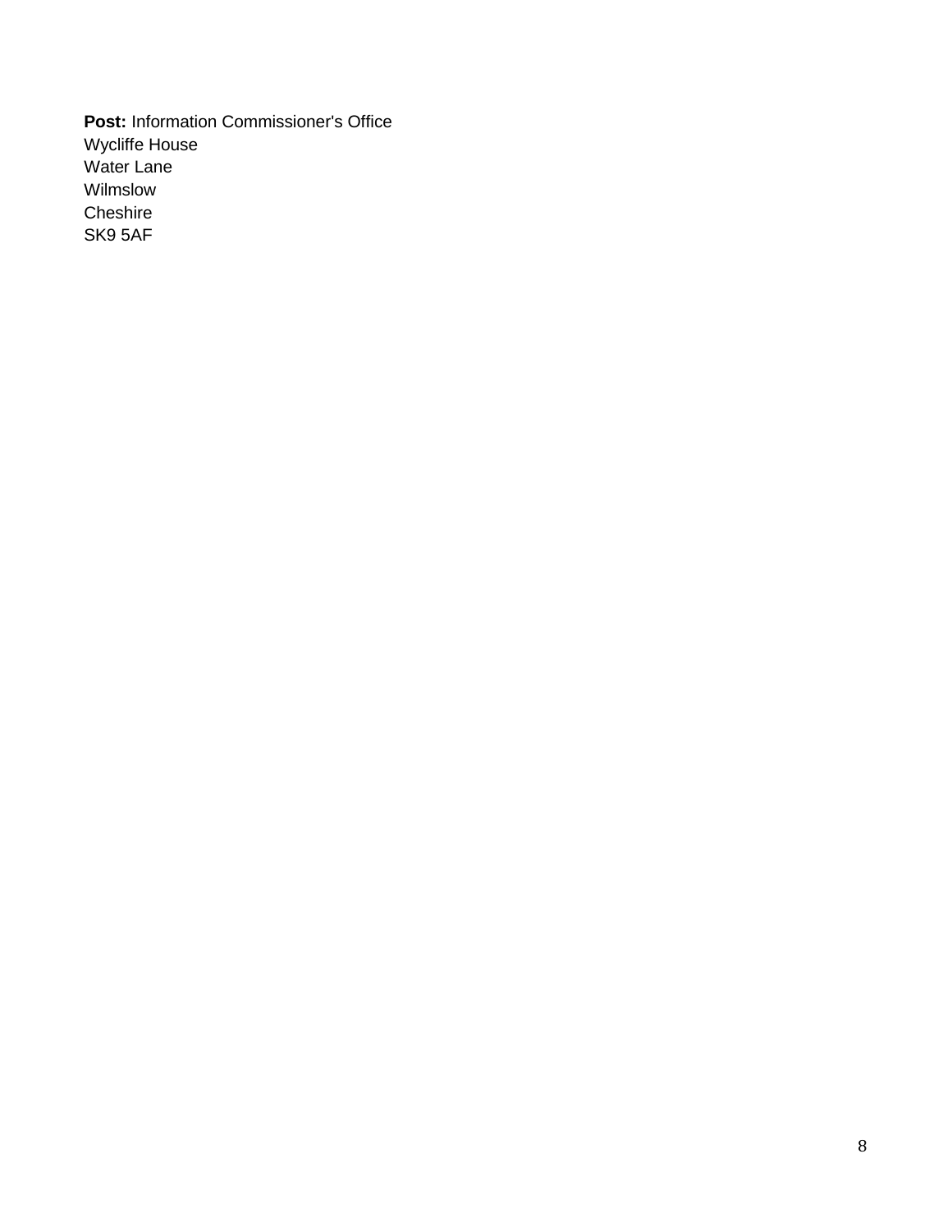**Post:** Information Commissioner's Office
Wycliffe House
Water Lane
Wilmslow
Cheshire
SK9 5AF